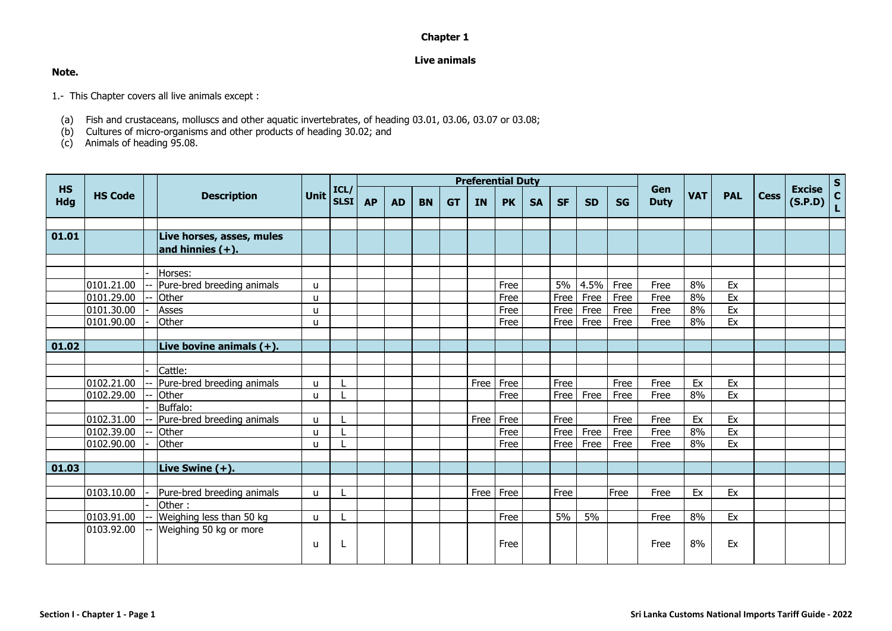# Chapter 1

## Live animals

**Note.**

1.- This Chapter covers all live animals except :

(a) Fish and crustaceans, molluscs and other aquatic invertebrates, of heading 03.01, 03.06, 03.07 or 03.08;
(b) Cultures of micro-organisms and other products of heading 30.02; and
(c) Animals of heading 95.08.

| HS Hdg | HS Code | | Description | Unit | ICL/ SLSI | Preferential Duty | | | | | | | | | | Gen Duty | VAT | PAL | Cess | Excise (S.P.D) | SCL |
|---|---|---|---|---|---|---|---|---|---|---|---|---|---|---|---|---|---|---|---|---|---|
| | | | | | | AP | AD | BN | GT | IN | PK | SA | SF | SD | SG | | | | | | |
| **01.01** | | | **Live horses, asses, mules and hinnies (+).** | | | | | | | | | | | | | | | | | | |
| | | - | Horses: | | | | | | | | | | | | | | | | | | |
| | 0101.21.00 | -- | Pure-bred breeding animals | u | | | | | | | Free | | 5% | 4.5% | Free | Free | 8% | Ex | | | |
| | 0101.29.00 | -- | Other | u | | | | | | | Free | | Free | Free | Free | Free | 8% | Ex | | | |
| | 0101.30.00 | - | Asses | u | | | | | | | Free | | Free | Free | Free | Free | 8% | Ex | | | |
| | 0101.90.00 | - | Other | u | | | | | | | Free | | Free | Free | Free | Free | 8% | Ex | | | |
| **01.02** | | | **Live bovine animals (+).** | | | | | | | | | | | | | | | | | | |
| | | - | Cattle: | | | | | | | | | | | | | | | | | | |
| | 0102.21.00 | -- | Pure-bred breeding animals | u | L | | | | | Free | Free | | Free | | Free | Free | Ex | Ex | | | |
| | 0102.29.00 | -- | Other | u | L | | | | | | Free | | Free | Free | Free | Free | 8% | Ex | | | |
| | | - | Buffalo: | | | | | | | | | | | | | | | | | | |
| | 0102.31.00 | -- | Pure-bred breeding animals | u | L | | | | | Free | Free | | Free | | Free | Free | Ex | Ex | | | |
| | 0102.39.00 | -- | Other | u | L | | | | | | Free | | Free | Free | Free | Free | 8% | Ex | | | |
| | 0102.90.00 | - | Other | u | L | | | | | | Free | | Free | Free | Free | Free | 8% | Ex | | | |
| **01.03** | | | **Live Swine (+).** | | | | | | | | | | | | | | | | | | |
| | 0103.10.00 | - | Pure-bred breeding animals | u | L | | | | | Free | Free | | Free | | Free | Free | Ex | Ex | | | |
| | | - | Other : | | | | | | | | | | | | | | | | | | |
| | 0103.91.00 | -- | Weighing less than 50 kg | u | L | | | | | | Free | | 5% | 5% | | Free | 8% | Ex | | | |
| | 0103.92.00 | -- | Weighing 50 kg or more | u | L | | | | | | Free | | | | | Free | 8% | Ex | | | |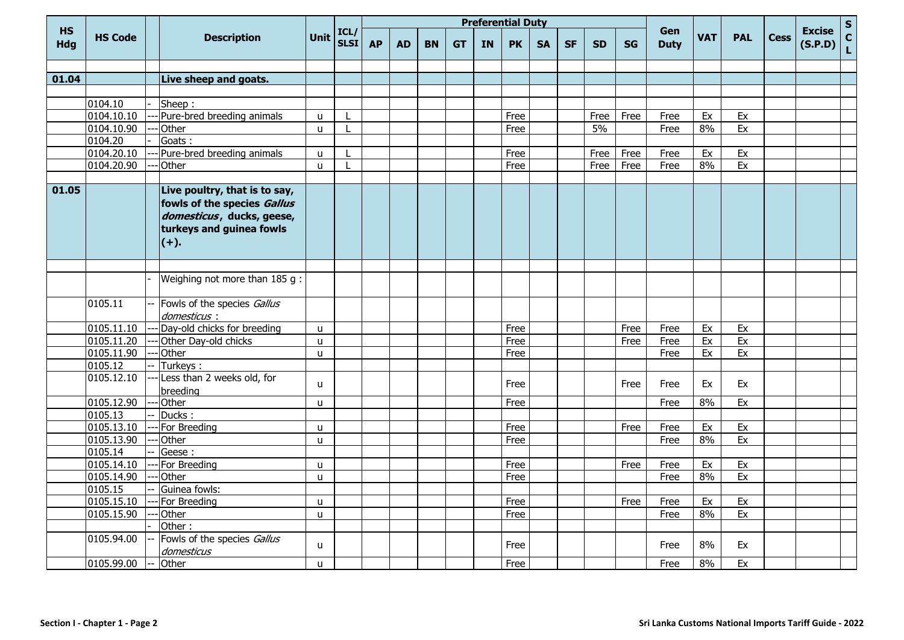| HS Hdg | HS Code | | Description | Unit | ICL/ SLSI | Preferential Duty | | | | | | | | | | Gen Duty | VAT | PAL | Cess | Excise (S.P.D) | SCL |
|---|---|---|---|---|---|---|---|---|---|---|---|---|---|---|---|---|---|---|---|---|---|
| | | | | | | AP | AD | BN | GT | IN | PK | SA | SF | SD | SG | | | | | | |
| | | | | | | | | | | | | | | | | | | | | | |
| **01.04** | | | **Live sheep and goats.** | | | | | | | | | | | | | | | | | | |
| | | | | | | | | | | | | | | | | | | | | | |
| | 0104.10 | - | Sheep : | | | | | | | | | | | | | | | | | | |
| | 0104.10.10 | --- | Pure-bred breeding animals | u | L | | | | | | Free | | | Free | Free | Free | Ex | Ex | | | |
| | 0104.10.90 | --- | Other | u | L | | | | | | Free | | | 5% | | Free | 8% | Ex | | | |
| | 0104.20 | - | Goats : | | | | | | | | | | | | | | | | | | |
| | 0104.20.10 | --- | Pure-bred breeding animals | u | L | | | | | | Free | | | Free | Free | Free | Ex | Ex | | | |
| | 0104.20.90 | --- | Other | u | L | | | | | | Free | | | Free | Free | Free | 8% | Ex | | | |
| | | | | | | | | | | | | | | | | | | | | | |
| **01.05** | | | **Live poultry, that is to say, fowls of the species *Gallus domesticus*, ducks, geese, turkeys and guinea fowls (+).** | | | | | | | | | | | | | | | | | | |
| | | | | | | | | | | | | | | | | | | | | | |
| | | - | Weighing not more than 185 g : | | | | | | | | | | | | | | | | | | |
| | 0105.11 | -- | Fowls of the species *Gallus domesticus* : | | | | | | | | | | | | | | | | | | |
| | 0105.11.10 | --- | Day-old chicks for breeding | u | | | | | | | Free | | | | Free | Free | Ex | Ex | | | |
| | 0105.11.20 | --- | Other Day-old chicks | u | | | | | | | Free | | | | Free | Free | Ex | Ex | | | |
| | 0105.11.90 | --- | Other | u | | | | | | | Free | | | | | Free | Ex | Ex | | | |
| | 0105.12 | -- | Turkeys : | | | | | | | | | | | | | | | | | | |
| | 0105.12.10 | --- | Less than 2 weeks old, for breeding | u | | | | | | | Free | | | | Free | Free | Ex | Ex | | | |
| | 0105.12.90 | --- | Other | u | | | | | | | Free | | | | | Free | 8% | Ex | | | |
| | 0105.13 | -- | Ducks : | | | | | | | | | | | | | | | | | | |
| | 0105.13.10 | --- | For Breeding | u | | | | | | | Free | | | | Free | Free | Ex | Ex | | | |
| | 0105.13.90 | --- | Other | u | | | | | | | Free | | | | | Free | 8% | Ex | | | |
| | 0105.14 | -- | Geese : | | | | | | | | | | | | | | | | | | |
| | 0105.14.10 | --- | For Breeding | u | | | | | | | Free | | | | Free | Free | Ex | Ex | | | |
| | 0105.14.90 | --- | Other | u | | | | | | | Free | | | | | Free | 8% | Ex | | | |
| | 0105.15 | -- | Guinea fowls: | | | | | | | | | | | | | | | | | | |
| | 0105.15.10 | --- | For Breeding | u | | | | | | | Free | | | | Free | Free | Ex | Ex | | | |
| | 0105.15.90 | --- | Other | u | | | | | | | Free | | | | | Free | 8% | Ex | | | |
| | | - | Other : | | | | | | | | | | | | | | | | | | |
| | 0105.94.00 | -- | Fowls of the species *Gallus domesticus* | u | | | | | | | Free | | | | | Free | 8% | Ex | | | |
| | 0105.99.00 | -- | Other | u | | | | | | | Free | | | | | Free | 8% | Ex | | | |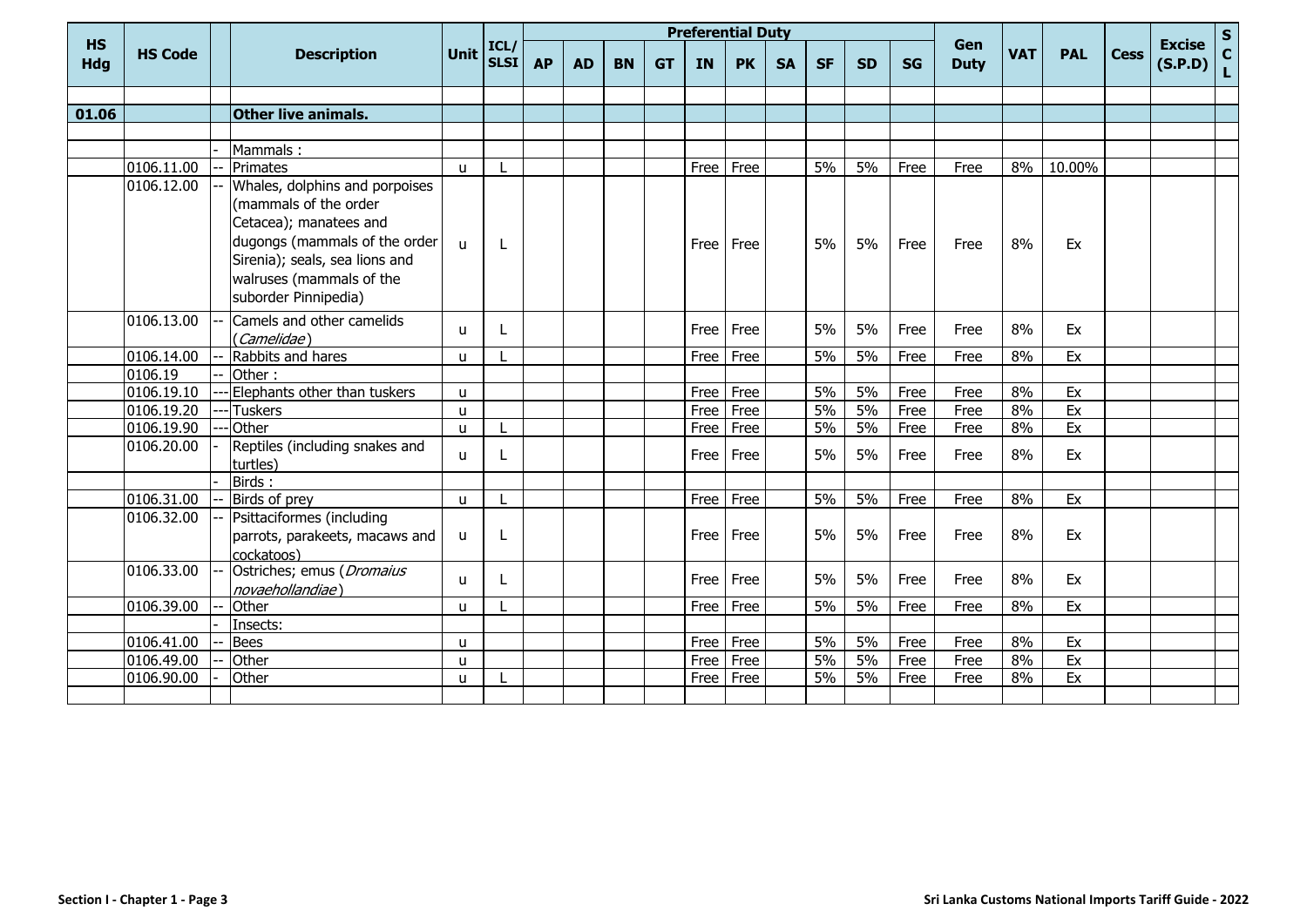| HS Hdg | HS Code | | Description | Unit | ICL/ SLSI | Preferential Duty | | | | | | | | | | Gen Duty | VAT | PAL | Cess | Excise (S.P.D) | S C L |
|---|---|---|---|---|---|---|---|---|---|---|---|---|---|---|---|---|---|---|---|---|---|
| | | | | | | AP | AD | BN | GT | IN | PK | SA | SF | SD | SG | | | | | | |
| | | | | | | | | | | | | | | | | | | | | | |
| **01.06** | | | **Other live animals.** | | | | | | | | | | | | | | | | | | |
| | | | | | | | | | | | | | | | | | | | | | |
| | | - | Mammals : | | | | | | | | | | | | | | | | | | |
| | 0106.11.00 | -- | Primates | u | L | | | | | Free | Free | | 5% | 5% | Free | Free | 8% | 10.00% | | | |
| | 0106.12.00 | -- | Whales, dolphins and porpoises (mammals of the order Cetacea); manatees and dugongs (mammals of the order Sirenia); seals, sea lions and walruses (mammals of the suborder Pinnipedia) | u | L | | | | | Free | Free | | 5% | 5% | Free | Free | 8% | Ex | | | |
| | 0106.13.00 | -- | Camels and other camelids (*Camelidae*) | u | L | | | | | Free | Free | | 5% | 5% | Free | Free | 8% | Ex | | | |
| | 0106.14.00 | -- | Rabbits and hares | u | L | | | | | Free | Free | | 5% | 5% | Free | Free | 8% | Ex | | | |
| | 0106.19 | -- | Other : | | | | | | | | | | | | | | | | | | |
| | 0106.19.10 | --- | Elephants other than tuskers | u | | | | | | Free | Free | | 5% | 5% | Free | Free | 8% | Ex | | | |
| | 0106.19.20 | --- | Tuskers | u | | | | | | Free | Free | | 5% | 5% | Free | Free | 8% | Ex | | | |
| | 0106.19.90 | --- | Other | u | L | | | | | Free | Free | | 5% | 5% | Free | Free | 8% | Ex | | | |
| | 0106.20.00 | - | Reptiles (including snakes and turtles) | u | L | | | | | Free | Free | | 5% | 5% | Free | Free | 8% | Ex | | | |
| | | - | Birds : | | | | | | | | | | | | | | | | | | |
| | 0106.31.00 | -- | Birds of prey | u | L | | | | | Free | Free | | 5% | 5% | Free | Free | 8% | Ex | | | |
| | 0106.32.00 | -- | Psittaciformes (including parrots, parakeets, macaws and cockatoos) | u | L | | | | | Free | Free | | 5% | 5% | Free | Free | 8% | Ex | | | |
| | 0106.33.00 | -- | Ostriches; emus (*Dromaius novaehollandiae*) | u | L | | | | | Free | Free | | 5% | 5% | Free | Free | 8% | Ex | | | |
| | 0106.39.00 | -- | Other | u | L | | | | | Free | Free | | 5% | 5% | Free | Free | 8% | Ex | | | |
| | | - | Insects: | | | | | | | | | | | | | | | | | | |
| | 0106.41.00 | -- | Bees | u | | | | | | Free | Free | | 5% | 5% | Free | Free | 8% | Ex | | | |
| | 0106.49.00 | -- | Other | u | | | | | | Free | Free | | 5% | 5% | Free | Free | 8% | Ex | | | |
| | 0106.90.00 | - | Other | u | L | | | | | Free | Free | | 5% | 5% | Free | Free | 8% | Ex | | | |